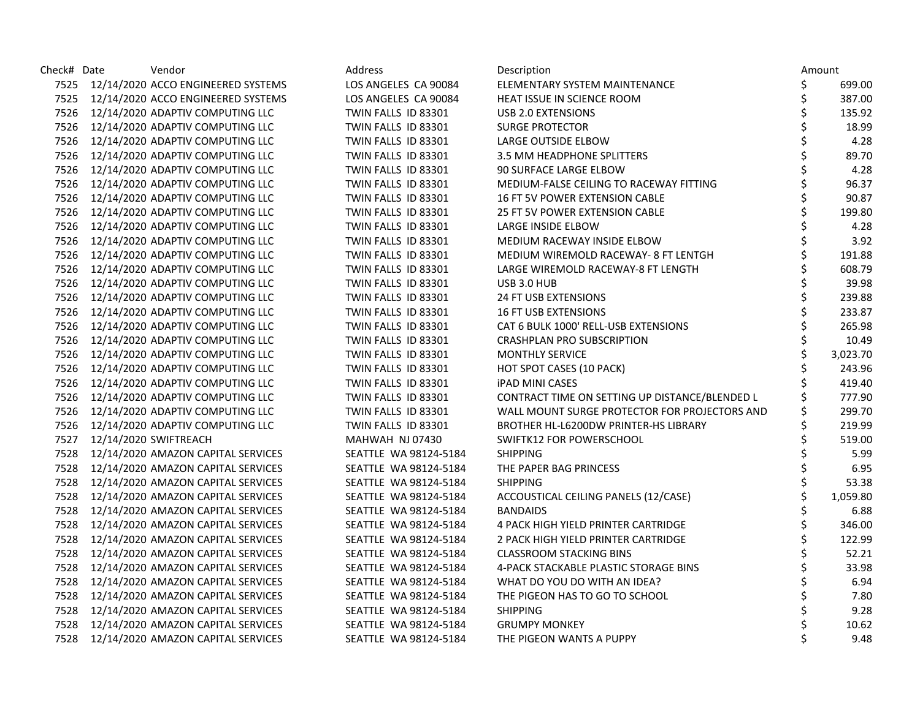| Check# | Date | Vendor | Address | Description | Amount |
|---|---|---|---|---|---|
| 7525 | 12/14/2020 | ACCO ENGINEERED SYSTEMS | LOS ANGELES CA 90084 | ELEMENTARY SYSTEM MAINTENANCE | $ 699.00 |
| 7525 | 12/14/2020 | ACCO ENGINEERED SYSTEMS | LOS ANGELES CA 90084 | HEAT ISSUE IN SCIENCE ROOM | $ 387.00 |
| 7526 | 12/14/2020 | ADAPTIV COMPUTING LLC | TWIN FALLS ID 83301 | USB 2.0 EXTENSIONS | $ 135.92 |
| 7526 | 12/14/2020 | ADAPTIV COMPUTING LLC | TWIN FALLS ID 83301 | SURGE PROTECTOR | $ 18.99 |
| 7526 | 12/14/2020 | ADAPTIV COMPUTING LLC | TWIN FALLS ID 83301 | LARGE OUTSIDE ELBOW | $ 4.28 |
| 7526 | 12/14/2020 | ADAPTIV COMPUTING LLC | TWIN FALLS ID 83301 | 3.5 MM HEADPHONE SPLITTERS | $ 89.70 |
| 7526 | 12/14/2020 | ADAPTIV COMPUTING LLC | TWIN FALLS ID 83301 | 90 SURFACE LARGE ELBOW | $ 4.28 |
| 7526 | 12/14/2020 | ADAPTIV COMPUTING LLC | TWIN FALLS ID 83301 | MEDIUM-FALSE CEILING TO RACEWAY FITTING | $ 96.37 |
| 7526 | 12/14/2020 | ADAPTIV COMPUTING LLC | TWIN FALLS ID 83301 | 16 FT 5V POWER EXTENSION CABLE | $ 90.87 |
| 7526 | 12/14/2020 | ADAPTIV COMPUTING LLC | TWIN FALLS ID 83301 | 25 FT 5V POWER EXTENSION CABLE | $ 199.80 |
| 7526 | 12/14/2020 | ADAPTIV COMPUTING LLC | TWIN FALLS ID 83301 | LARGE INSIDE ELBOW | $ 4.28 |
| 7526 | 12/14/2020 | ADAPTIV COMPUTING LLC | TWIN FALLS ID 83301 | MEDIUM RACEWAY INSIDE ELBOW | $ 3.92 |
| 7526 | 12/14/2020 | ADAPTIV COMPUTING LLC | TWIN FALLS ID 83301 | MEDIUM WIREMOLD RACEWAY- 8 FT LENTGH | $ 191.88 |
| 7526 | 12/14/2020 | ADAPTIV COMPUTING LLC | TWIN FALLS ID 83301 | LARGE WIREMOLD RACEWAY-8 FT LENGTH | $ 608.79 |
| 7526 | 12/14/2020 | ADAPTIV COMPUTING LLC | TWIN FALLS ID 83301 | USB 3.0 HUB | $ 39.98 |
| 7526 | 12/14/2020 | ADAPTIV COMPUTING LLC | TWIN FALLS ID 83301 | 24 FT USB EXTENSIONS | $ 239.88 |
| 7526 | 12/14/2020 | ADAPTIV COMPUTING LLC | TWIN FALLS ID 83301 | 16 FT USB EXTENSIONS | $ 233.87 |
| 7526 | 12/14/2020 | ADAPTIV COMPUTING LLC | TWIN FALLS ID 83301 | CAT 6 BULK 1000' RELL-USB EXTENSIONS | $ 265.98 |
| 7526 | 12/14/2020 | ADAPTIV COMPUTING LLC | TWIN FALLS ID 83301 | CRASHPLAN PRO SUBSCRIPTION | $ 10.49 |
| 7526 | 12/14/2020 | ADAPTIV COMPUTING LLC | TWIN FALLS ID 83301 | MONTHLY SERVICE | $ 3,023.70 |
| 7526 | 12/14/2020 | ADAPTIV COMPUTING LLC | TWIN FALLS ID 83301 | HOT SPOT CASES (10 PACK) | $ 243.96 |
| 7526 | 12/14/2020 | ADAPTIV COMPUTING LLC | TWIN FALLS ID 83301 | iPAD MINI CASES | $ 419.40 |
| 7526 | 12/14/2020 | ADAPTIV COMPUTING LLC | TWIN FALLS ID 83301 | CONTRACT TIME ON SETTING UP DISTANCE/BLENDED L | $ 777.90 |
| 7526 | 12/14/2020 | ADAPTIV COMPUTING LLC | TWIN FALLS ID 83301 | WALL MOUNT SURGE PROTECTOR FOR PROJECTORS AND | $ 299.70 |
| 7526 | 12/14/2020 | ADAPTIV COMPUTING LLC | TWIN FALLS ID 83301 | BROTHER HL-L6200DW PRINTER-HS LIBRARY | $ 219.99 |
| 7527 | 12/14/2020 | SWIFTREACH | MAHWAH NJ 07430 | SWIFTK12 FOR POWERSCHOOL | $ 519.00 |
| 7528 | 12/14/2020 | AMAZON CAPITAL SERVICES | SEATTLE WA 98124-5184 | SHIPPING | $ 5.99 |
| 7528 | 12/14/2020 | AMAZON CAPITAL SERVICES | SEATTLE WA 98124-5184 | THE PAPER BAG PRINCESS | $ 6.95 |
| 7528 | 12/14/2020 | AMAZON CAPITAL SERVICES | SEATTLE WA 98124-5184 | SHIPPING | $ 53.38 |
| 7528 | 12/14/2020 | AMAZON CAPITAL SERVICES | SEATTLE WA 98124-5184 | ACCOUSTICAL CEILING PANELS (12/CASE) | $ 1,059.80 |
| 7528 | 12/14/2020 | AMAZON CAPITAL SERVICES | SEATTLE WA 98124-5184 | BANDAIDS | $ 6.88 |
| 7528 | 12/14/2020 | AMAZON CAPITAL SERVICES | SEATTLE WA 98124-5184 | 4 PACK HIGH YIELD PRINTER CARTRIDGE | $ 346.00 |
| 7528 | 12/14/2020 | AMAZON CAPITAL SERVICES | SEATTLE WA 98124-5184 | 2 PACK HIGH YIELD PRINTER CARTRIDGE | $ 122.99 |
| 7528 | 12/14/2020 | AMAZON CAPITAL SERVICES | SEATTLE WA 98124-5184 | CLASSROOM STACKING BINS | $ 52.21 |
| 7528 | 12/14/2020 | AMAZON CAPITAL SERVICES | SEATTLE WA 98124-5184 | 4-PACK STACKABLE PLASTIC STORAGE BINS | $ 33.98 |
| 7528 | 12/14/2020 | AMAZON CAPITAL SERVICES | SEATTLE WA 98124-5184 | WHAT DO YOU DO WITH AN IDEA? | $ 6.94 |
| 7528 | 12/14/2020 | AMAZON CAPITAL SERVICES | SEATTLE WA 98124-5184 | THE PIGEON HAS TO GO TO SCHOOL | $ 7.80 |
| 7528 | 12/14/2020 | AMAZON CAPITAL SERVICES | SEATTLE WA 98124-5184 | SHIPPING | $ 9.28 |
| 7528 | 12/14/2020 | AMAZON CAPITAL SERVICES | SEATTLE WA 98124-5184 | GRUMPY MONKEY | $ 10.62 |
| 7528 | 12/14/2020 | AMAZON CAPITAL SERVICES | SEATTLE WA 98124-5184 | THE PIGEON WANTS A PUPPY | $ 9.48 |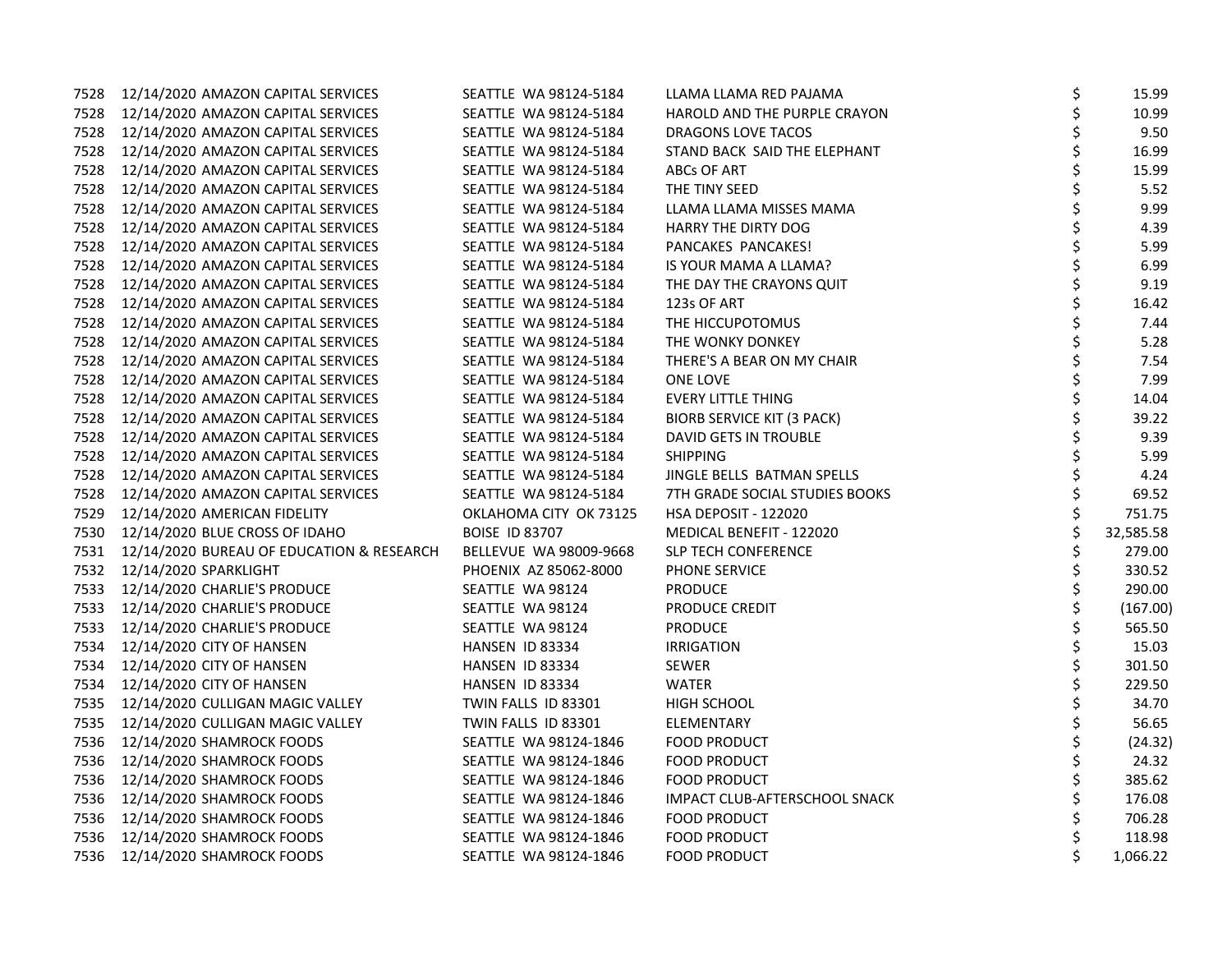| | | | | | |
|---|---|---|---|---|---|
| 7528 | 12/14/2020 | AMAZON CAPITAL SERVICES | SEATTLE WA 98124-5184 | LLAMA LLAMA RED PAJAMA | $ 15.99 |
| 7528 | 12/14/2020 | AMAZON CAPITAL SERVICES | SEATTLE WA 98124-5184 | HAROLD AND THE PURPLE CRAYON | $ 10.99 |
| 7528 | 12/14/2020 | AMAZON CAPITAL SERVICES | SEATTLE WA 98124-5184 | DRAGONS LOVE TACOS | $ 9.50 |
| 7528 | 12/14/2020 | AMAZON CAPITAL SERVICES | SEATTLE WA 98124-5184 | STAND BACK SAID THE ELEPHANT | $ 16.99 |
| 7528 | 12/14/2020 | AMAZON CAPITAL SERVICES | SEATTLE WA 98124-5184 | ABCs OF ART | $ 15.99 |
| 7528 | 12/14/2020 | AMAZON CAPITAL SERVICES | SEATTLE WA 98124-5184 | THE TINY SEED | $ 5.52 |
| 7528 | 12/14/2020 | AMAZON CAPITAL SERVICES | SEATTLE WA 98124-5184 | LLAMA LLAMA MISSES MAMA | $ 9.99 |
| 7528 | 12/14/2020 | AMAZON CAPITAL SERVICES | SEATTLE WA 98124-5184 | HARRY THE DIRTY DOG | $ 4.39 |
| 7528 | 12/14/2020 | AMAZON CAPITAL SERVICES | SEATTLE WA 98124-5184 | PANCAKES PANCAKES! | $ 5.99 |
| 7528 | 12/14/2020 | AMAZON CAPITAL SERVICES | SEATTLE WA 98124-5184 | IS YOUR MAMA A LLAMA? | $ 6.99 |
| 7528 | 12/14/2020 | AMAZON CAPITAL SERVICES | SEATTLE WA 98124-5184 | THE DAY THE CRAYONS QUIT | $ 9.19 |
| 7528 | 12/14/2020 | AMAZON CAPITAL SERVICES | SEATTLE WA 98124-5184 | 123s OF ART | $ 16.42 |
| 7528 | 12/14/2020 | AMAZON CAPITAL SERVICES | SEATTLE WA 98124-5184 | THE HICCUPOTOMUS | $ 7.44 |
| 7528 | 12/14/2020 | AMAZON CAPITAL SERVICES | SEATTLE WA 98124-5184 | THE WONKY DONKEY | $ 5.28 |
| 7528 | 12/14/2020 | AMAZON CAPITAL SERVICES | SEATTLE WA 98124-5184 | THERE'S A BEAR ON MY CHAIR | $ 7.54 |
| 7528 | 12/14/2020 | AMAZON CAPITAL SERVICES | SEATTLE WA 98124-5184 | ONE LOVE | $ 7.99 |
| 7528 | 12/14/2020 | AMAZON CAPITAL SERVICES | SEATTLE WA 98124-5184 | EVERY LITTLE THING | $ 14.04 |
| 7528 | 12/14/2020 | AMAZON CAPITAL SERVICES | SEATTLE WA 98124-5184 | BIORB SERVICE KIT (3 PACK) | $ 39.22 |
| 7528 | 12/14/2020 | AMAZON CAPITAL SERVICES | SEATTLE WA 98124-5184 | DAVID GETS IN TROUBLE | $ 9.39 |
| 7528 | 12/14/2020 | AMAZON CAPITAL SERVICES | SEATTLE WA 98124-5184 | SHIPPING | $ 5.99 |
| 7528 | 12/14/2020 | AMAZON CAPITAL SERVICES | SEATTLE WA 98124-5184 | JINGLE BELLS BATMAN SPELLS | $ 4.24 |
| 7528 | 12/14/2020 | AMAZON CAPITAL SERVICES | SEATTLE WA 98124-5184 | 7TH GRADE SOCIAL STUDIES BOOKS | $ 69.52 |
| 7529 | 12/14/2020 | AMERICAN FIDELITY | OKLAHOMA CITY OK 73125 | HSA DEPOSIT - 122020 | $ 751.75 |
| 7530 | 12/14/2020 | BLUE CROSS OF IDAHO | BOISE ID 83707 | MEDICAL BENEFIT - 122020 | $ 32,585.58 |
| 7531 | 12/14/2020 | BUREAU OF EDUCATION & RESEARCH | BELLEVUE WA 98009-9668 | SLP TECH CONFERENCE | $ 279.00 |
| 7532 | 12/14/2020 | SPARKLIGHT | PHOENIX AZ 85062-8000 | PHONE SERVICE | $ 330.52 |
| 7533 | 12/14/2020 | CHARLIE'S PRODUCE | SEATTLE WA 98124 | PRODUCE | $ 290.00 |
| 7533 | 12/14/2020 | CHARLIE'S PRODUCE | SEATTLE WA 98124 | PRODUCE CREDIT | $ (167.00) |
| 7533 | 12/14/2020 | CHARLIE'S PRODUCE | SEATTLE WA 98124 | PRODUCE | $ 565.50 |
| 7534 | 12/14/2020 | CITY OF HANSEN | HANSEN ID 83334 | IRRIGATION | $ 15.03 |
| 7534 | 12/14/2020 | CITY OF HANSEN | HANSEN ID 83334 | SEWER | $ 301.50 |
| 7534 | 12/14/2020 | CITY OF HANSEN | HANSEN ID 83334 | WATER | $ 229.50 |
| 7535 | 12/14/2020 | CULLIGAN MAGIC VALLEY | TWIN FALLS ID 83301 | HIGH SCHOOL | $ 34.70 |
| 7535 | 12/14/2020 | CULLIGAN MAGIC VALLEY | TWIN FALLS ID 83301 | ELEMENTARY | $ 56.65 |
| 7536 | 12/14/2020 | SHAMROCK FOODS | SEATTLE WA 98124-1846 | FOOD PRODUCT | $ (24.32) |
| 7536 | 12/14/2020 | SHAMROCK FOODS | SEATTLE WA 98124-1846 | FOOD PRODUCT | $ 24.32 |
| 7536 | 12/14/2020 | SHAMROCK FOODS | SEATTLE WA 98124-1846 | FOOD PRODUCT | $ 385.62 |
| 7536 | 12/14/2020 | SHAMROCK FOODS | SEATTLE WA 98124-1846 | IMPACT CLUB-AFTERSCHOOL SNACK | $ 176.08 |
| 7536 | 12/14/2020 | SHAMROCK FOODS | SEATTLE WA 98124-1846 | FOOD PRODUCT | $ 706.28 |
| 7536 | 12/14/2020 | SHAMROCK FOODS | SEATTLE WA 98124-1846 | FOOD PRODUCT | $ 118.98 |
| 7536 | 12/14/2020 | SHAMROCK FOODS | SEATTLE WA 98124-1846 | FOOD PRODUCT | $ 1,066.22 |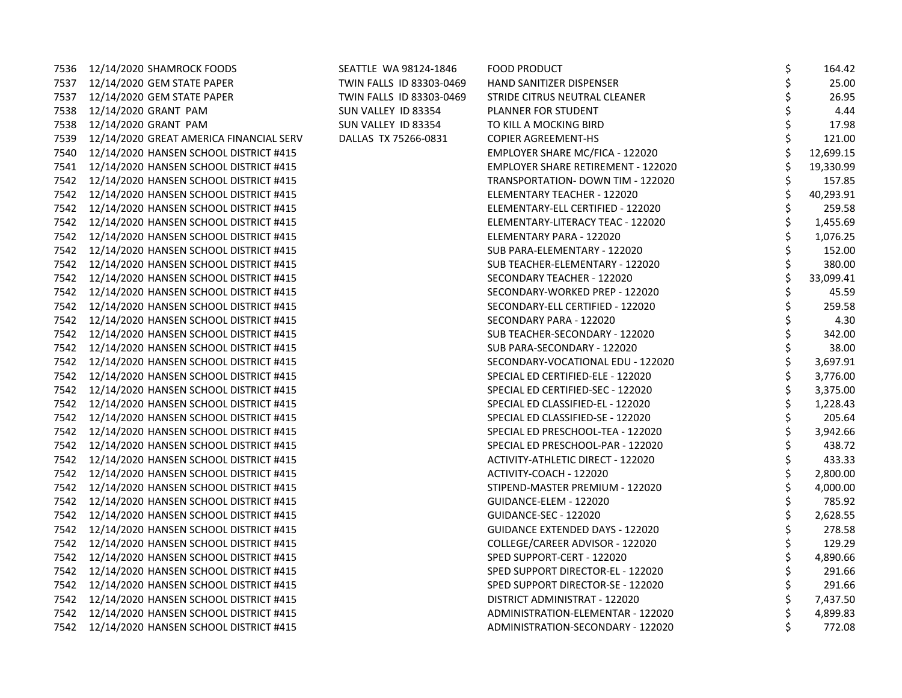| | | | | | |
|---|---|---|---|---|---|
| 7536 | 12/14/2020 SHAMROCK FOODS | SEATTLE WA 98124-1846 | FOOD PRODUCT | $ | 164.42 |
| 7537 | 12/14/2020 GEM STATE PAPER | TWIN FALLS ID 83303-0469 | HAND SANITIZER DISPENSER | $ | 25.00 |
| 7537 | 12/14/2020 GEM STATE PAPER | TWIN FALLS ID 83303-0469 | STRIDE CITRUS NEUTRAL CLEANER | $ | 26.95 |
| 7538 | 12/14/2020 GRANT PAM | SUN VALLEY ID 83354 | PLANNER FOR STUDENT | $ | 4.44 |
| 7538 | 12/14/2020 GRANT PAM | SUN VALLEY ID 83354 | TO KILL A MOCKING BIRD | $ | 17.98 |
| 7539 | 12/14/2020 GREAT AMERICA FINANCIAL SERV | DALLAS TX 75266-0831 | COPIER AGREEMENT-HS | $ | 121.00 |
| 7540 | 12/14/2020 HANSEN SCHOOL DISTRICT #415 | | EMPLOYER SHARE MC/FICA - 122020 | $ | 12,699.15 |
| 7541 | 12/14/2020 HANSEN SCHOOL DISTRICT #415 | | EMPLOYER SHARE RETIREMENT - 122020 | $ | 19,330.99 |
| 7542 | 12/14/2020 HANSEN SCHOOL DISTRICT #415 | | TRANSPORTATION- DOWN TIM - 122020 | $ | 157.85 |
| 7542 | 12/14/2020 HANSEN SCHOOL DISTRICT #415 | | ELEMENTARY TEACHER - 122020 | $ | 40,293.91 |
| 7542 | 12/14/2020 HANSEN SCHOOL DISTRICT #415 | | ELEMENTARY-ELL CERTIFIED - 122020 | $ | 259.58 |
| 7542 | 12/14/2020 HANSEN SCHOOL DISTRICT #415 | | ELEMENTARY-LITERACY TEAC - 122020 | $ | 1,455.69 |
| 7542 | 12/14/2020 HANSEN SCHOOL DISTRICT #415 | | ELEMENTARY PARA - 122020 | $ | 1,076.25 |
| 7542 | 12/14/2020 HANSEN SCHOOL DISTRICT #415 | | SUB PARA-ELEMENTARY - 122020 | $ | 152.00 |
| 7542 | 12/14/2020 HANSEN SCHOOL DISTRICT #415 | | SUB TEACHER-ELEMENTARY - 122020 | $ | 380.00 |
| 7542 | 12/14/2020 HANSEN SCHOOL DISTRICT #415 | | SECONDARY TEACHER - 122020 | $ | 33,099.41 |
| 7542 | 12/14/2020 HANSEN SCHOOL DISTRICT #415 | | SECONDARY-WORKED PREP - 122020 | $ | 45.59 |
| 7542 | 12/14/2020 HANSEN SCHOOL DISTRICT #415 | | SECONDARY-ELL CERTIFIED - 122020 | $ | 259.58 |
| 7542 | 12/14/2020 HANSEN SCHOOL DISTRICT #415 | | SECONDARY PARA - 122020 | $ | 4.30 |
| 7542 | 12/14/2020 HANSEN SCHOOL DISTRICT #415 | | SUB TEACHER-SECONDARY - 122020 | $ | 342.00 |
| 7542 | 12/14/2020 HANSEN SCHOOL DISTRICT #415 | | SUB PARA-SECONDARY - 122020 | $ | 38.00 |
| 7542 | 12/14/2020 HANSEN SCHOOL DISTRICT #415 | | SECONDARY-VOCATIONAL EDU - 122020 | $ | 3,697.91 |
| 7542 | 12/14/2020 HANSEN SCHOOL DISTRICT #415 | | SPECIAL ED CERTIFIED-ELE - 122020 | $ | 3,776.00 |
| 7542 | 12/14/2020 HANSEN SCHOOL DISTRICT #415 | | SPECIAL ED CERTIFIED-SEC - 122020 | $ | 3,375.00 |
| 7542 | 12/14/2020 HANSEN SCHOOL DISTRICT #415 | | SPECIAL ED CLASSIFIED-EL - 122020 | $ | 1,228.43 |
| 7542 | 12/14/2020 HANSEN SCHOOL DISTRICT #415 | | SPECIAL ED CLASSIFIED-SE - 122020 | $ | 205.64 |
| 7542 | 12/14/2020 HANSEN SCHOOL DISTRICT #415 | | SPECIAL ED PRESCHOOL-TEA - 122020 | $ | 3,942.66 |
| 7542 | 12/14/2020 HANSEN SCHOOL DISTRICT #415 | | SPECIAL ED PRESCHOOL-PAR - 122020 | $ | 438.72 |
| 7542 | 12/14/2020 HANSEN SCHOOL DISTRICT #415 | | ACTIVITY-ATHLETIC DIRECT - 122020 | $ | 433.33 |
| 7542 | 12/14/2020 HANSEN SCHOOL DISTRICT #415 | | ACTIVITY-COACH - 122020 | $ | 2,800.00 |
| 7542 | 12/14/2020 HANSEN SCHOOL DISTRICT #415 | | STIPEND-MASTER PREMIUM - 122020 | $ | 4,000.00 |
| 7542 | 12/14/2020 HANSEN SCHOOL DISTRICT #415 | | GUIDANCE-ELEM - 122020 | $ | 785.92 |
| 7542 | 12/14/2020 HANSEN SCHOOL DISTRICT #415 | | GUIDANCE-SEC - 122020 | $ | 2,628.55 |
| 7542 | 12/14/2020 HANSEN SCHOOL DISTRICT #415 | | GUIDANCE EXTENDED DAYS - 122020 | $ | 278.58 |
| 7542 | 12/14/2020 HANSEN SCHOOL DISTRICT #415 | | COLLEGE/CAREER ADVISOR - 122020 | $ | 129.29 |
| 7542 | 12/14/2020 HANSEN SCHOOL DISTRICT #415 | | SPED SUPPORT-CERT - 122020 | $ | 4,890.66 |
| 7542 | 12/14/2020 HANSEN SCHOOL DISTRICT #415 | | SPED SUPPORT DIRECTOR-EL - 122020 | $ | 291.66 |
| 7542 | 12/14/2020 HANSEN SCHOOL DISTRICT #415 | | SPED SUPPORT DIRECTOR-SE - 122020 | $ | 291.66 |
| 7542 | 12/14/2020 HANSEN SCHOOL DISTRICT #415 | | DISTRICT ADMINISTRAT - 122020 | $ | 7,437.50 |
| 7542 | 12/14/2020 HANSEN SCHOOL DISTRICT #415 | | ADMINISTRATION-ELEMENTAR - 122020 | $ | 4,899.83 |
| 7542 | 12/14/2020 HANSEN SCHOOL DISTRICT #415 | | ADMINISTRATION-SECONDARY - 122020 | $ | 772.08 |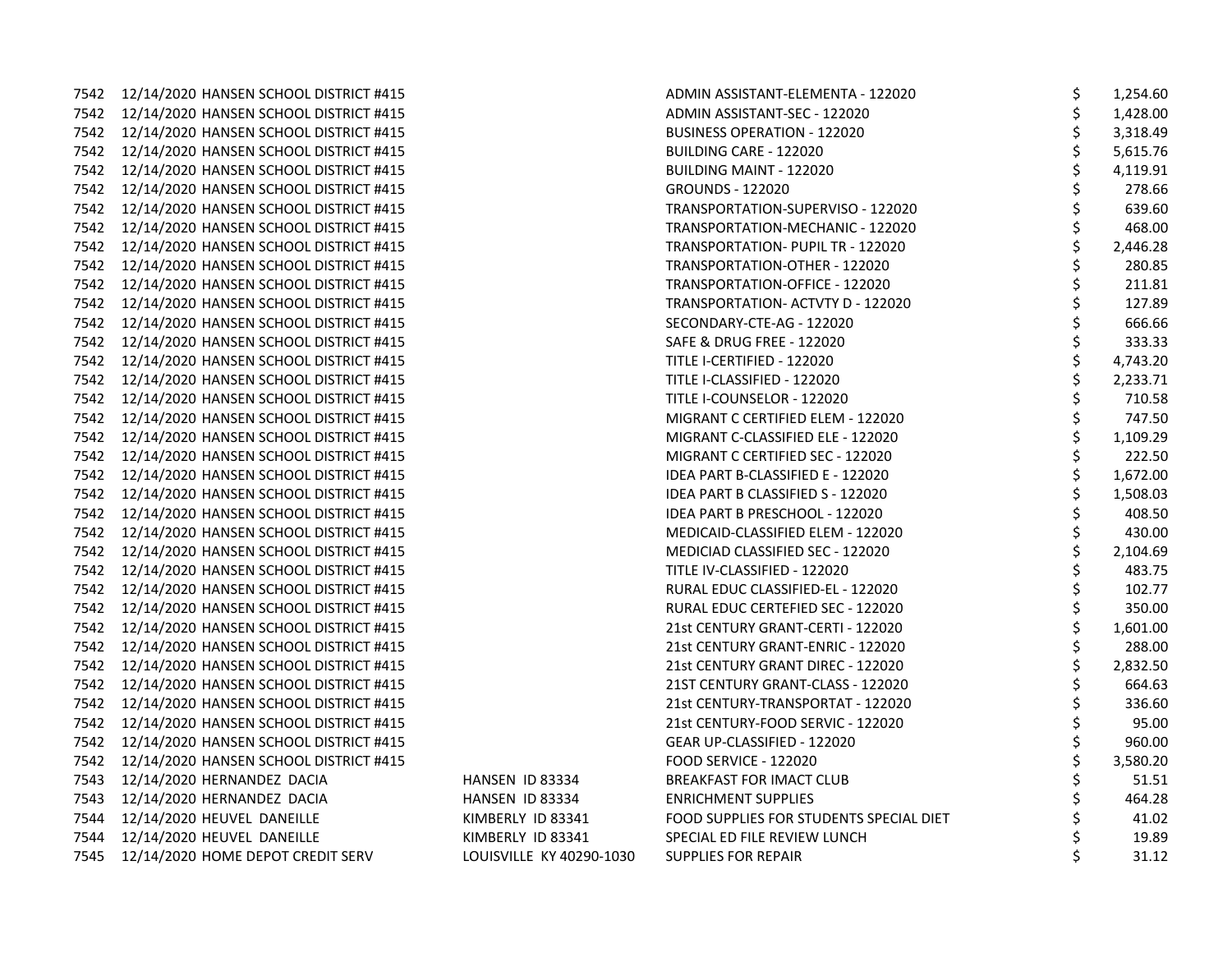| | | | | | |
|---|---|---|---|---|---|
| 7542 | 12/14/2020 HANSEN SCHOOL DISTRICT #415 | | ADMIN ASSISTANT-ELEMENTA - 122020 | $ | 1,254.60 |
| 7542 | 12/14/2020 HANSEN SCHOOL DISTRICT #415 | | ADMIN ASSISTANT-SEC - 122020 | $ | 1,428.00 |
| 7542 | 12/14/2020 HANSEN SCHOOL DISTRICT #415 | | BUSINESS OPERATION - 122020 | $ | 3,318.49 |
| 7542 | 12/14/2020 HANSEN SCHOOL DISTRICT #415 | | BUILDING CARE - 122020 | $ | 5,615.76 |
| 7542 | 12/14/2020 HANSEN SCHOOL DISTRICT #415 | | BUILDING MAINT - 122020 | $ | 4,119.91 |
| 7542 | 12/14/2020 HANSEN SCHOOL DISTRICT #415 | | GROUNDS - 122020 | $ | 278.66 |
| 7542 | 12/14/2020 HANSEN SCHOOL DISTRICT #415 | | TRANSPORTATION-SUPERVISO - 122020 | $ | 639.60 |
| 7542 | 12/14/2020 HANSEN SCHOOL DISTRICT #415 | | TRANSPORTATION-MECHANIC - 122020 | $ | 468.00 |
| 7542 | 12/14/2020 HANSEN SCHOOL DISTRICT #415 | | TRANSPORTATION- PUPIL TR - 122020 | $ | 2,446.28 |
| 7542 | 12/14/2020 HANSEN SCHOOL DISTRICT #415 | | TRANSPORTATION-OTHER - 122020 | $ | 280.85 |
| 7542 | 12/14/2020 HANSEN SCHOOL DISTRICT #415 | | TRANSPORTATION-OFFICE - 122020 | $ | 211.81 |
| 7542 | 12/14/2020 HANSEN SCHOOL DISTRICT #415 | | TRANSPORTATION- ACTVTY D - 122020 | $ | 127.89 |
| 7542 | 12/14/2020 HANSEN SCHOOL DISTRICT #415 | | SECONDARY-CTE-AG - 122020 | $ | 666.66 |
| 7542 | 12/14/2020 HANSEN SCHOOL DISTRICT #415 | | SAFE & DRUG FREE - 122020 | $ | 333.33 |
| 7542 | 12/14/2020 HANSEN SCHOOL DISTRICT #415 | | TITLE I-CERTIFIED - 122020 | $ | 4,743.20 |
| 7542 | 12/14/2020 HANSEN SCHOOL DISTRICT #415 | | TITLE I-CLASSIFIED - 122020 | $ | 2,233.71 |
| 7542 | 12/14/2020 HANSEN SCHOOL DISTRICT #415 | | TITLE I-COUNSELOR - 122020 | $ | 710.58 |
| 7542 | 12/14/2020 HANSEN SCHOOL DISTRICT #415 | | MIGRANT C CERTIFIED ELEM - 122020 | $ | 747.50 |
| 7542 | 12/14/2020 HANSEN SCHOOL DISTRICT #415 | | MIGRANT C-CLASSIFIED ELE - 122020 | $ | 1,109.29 |
| 7542 | 12/14/2020 HANSEN SCHOOL DISTRICT #415 | | MIGRANT C CERTIFIED SEC - 122020 | $ | 222.50 |
| 7542 | 12/14/2020 HANSEN SCHOOL DISTRICT #415 | | IDEA PART B-CLASSIFIED E - 122020 | $ | 1,672.00 |
| 7542 | 12/14/2020 HANSEN SCHOOL DISTRICT #415 | | IDEA PART B CLASSIFIED S - 122020 | $ | 1,508.03 |
| 7542 | 12/14/2020 HANSEN SCHOOL DISTRICT #415 | | IDEA PART B PRESCHOOL - 122020 | $ | 408.50 |
| 7542 | 12/14/2020 HANSEN SCHOOL DISTRICT #415 | | MEDICAID-CLASSIFIED ELEM - 122020 | $ | 430.00 |
| 7542 | 12/14/2020 HANSEN SCHOOL DISTRICT #415 | | MEDICIAD CLASSIFIED SEC - 122020 | $ | 2,104.69 |
| 7542 | 12/14/2020 HANSEN SCHOOL DISTRICT #415 | | TITLE IV-CLASSIFIED - 122020 | $ | 483.75 |
| 7542 | 12/14/2020 HANSEN SCHOOL DISTRICT #415 | | RURAL EDUC CLASSIFIED-EL - 122020 | $ | 102.77 |
| 7542 | 12/14/2020 HANSEN SCHOOL DISTRICT #415 | | RURAL EDUC CERTEFIED SEC - 122020 | $ | 350.00 |
| 7542 | 12/14/2020 HANSEN SCHOOL DISTRICT #415 | | 21st CENTURY GRANT-CERTI - 122020 | $ | 1,601.00 |
| 7542 | 12/14/2020 HANSEN SCHOOL DISTRICT #415 | | 21st CENTURY GRANT-ENRIC - 122020 | $ | 288.00 |
| 7542 | 12/14/2020 HANSEN SCHOOL DISTRICT #415 | | 21st CENTURY GRANT DIREC - 122020 | $ | 2,832.50 |
| 7542 | 12/14/2020 HANSEN SCHOOL DISTRICT #415 | | 21ST CENTURY GRANT-CLASS - 122020 | $ | 664.63 |
| 7542 | 12/14/2020 HANSEN SCHOOL DISTRICT #415 | | 21st CENTURY-TRANSPORTAT - 122020 | $ | 336.60 |
| 7542 | 12/14/2020 HANSEN SCHOOL DISTRICT #415 | | 21st CENTURY-FOOD SERVIC - 122020 | $ | 95.00 |
| 7542 | 12/14/2020 HANSEN SCHOOL DISTRICT #415 | | GEAR UP-CLASSIFIED - 122020 | $ | 960.00 |
| 7542 | 12/14/2020 HANSEN SCHOOL DISTRICT #415 | | FOOD SERVICE - 122020 | $ | 3,580.20 |
| 7543 | 12/14/2020 HERNANDEZ DACIA | HANSEN ID 83334 | BREAKFAST FOR IMACT CLUB | $ | 51.51 |
| 7543 | 12/14/2020 HERNANDEZ DACIA | HANSEN ID 83334 | ENRICHMENT SUPPLIES | $ | 464.28 |
| 7544 | 12/14/2020 HEUVEL DANEILLE | KIMBERLY ID 83341 | FOOD SUPPLIES FOR STUDENTS SPECIAL DIET | $ | 41.02 |
| 7544 | 12/14/2020 HEUVEL DANEILLE | KIMBERLY ID 83341 | SPECIAL ED FILE REVIEW LUNCH | $ | 19.89 |
| 7545 | 12/14/2020 HOME DEPOT CREDIT SERV | LOUISVILLE KY 40290-1030 | SUPPLIES FOR REPAIR | $ | 31.12 |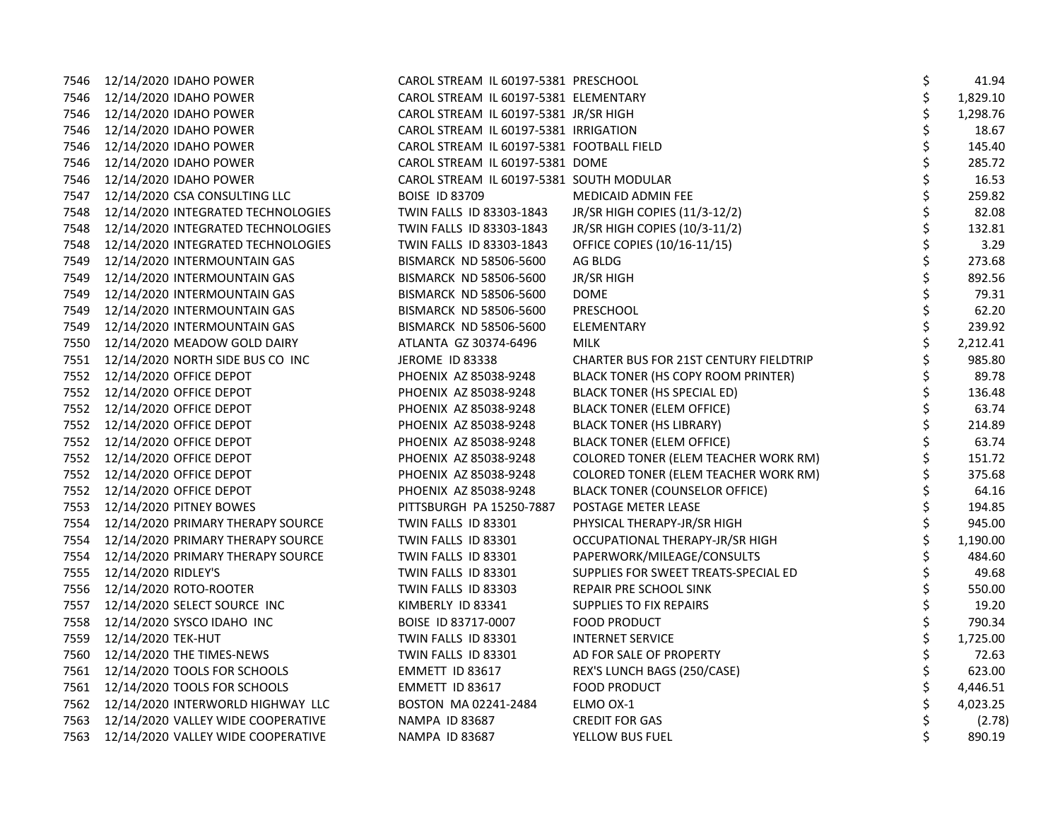| | | | | | | |
|---|---|---|---|---|---|---|
| 7546 | 12/14/2020 | IDAHO POWER | CAROL STREAM IL 60197-5381 | PRESCHOOL | $ | 41.94 |
| 7546 | 12/14/2020 | IDAHO POWER | CAROL STREAM IL 60197-5381 | ELEMENTARY | $ | 1,829.10 |
| 7546 | 12/14/2020 | IDAHO POWER | CAROL STREAM IL 60197-5381 | JR/SR HIGH | $ | 1,298.76 |
| 7546 | 12/14/2020 | IDAHO POWER | CAROL STREAM IL 60197-5381 | IRRIGATION | $ | 18.67 |
| 7546 | 12/14/2020 | IDAHO POWER | CAROL STREAM IL 60197-5381 | FOOTBALL FIELD | $ | 145.40 |
| 7546 | 12/14/2020 | IDAHO POWER | CAROL STREAM IL 60197-5381 | DOME | $ | 285.72 |
| 7546 | 12/14/2020 | IDAHO POWER | CAROL STREAM IL 60197-5381 | SOUTH MODULAR | $ | 16.53 |
| 7547 | 12/14/2020 | CSA CONSULTING LLC | BOISE ID 83709 | MEDICAID ADMIN FEE | $ | 259.82 |
| 7548 | 12/14/2020 | INTEGRATED TECHNOLOGIES | TWIN FALLS ID 83303-1843 | JR/SR HIGH COPIES (11/3-12/2) | $ | 82.08 |
| 7548 | 12/14/2020 | INTEGRATED TECHNOLOGIES | TWIN FALLS ID 83303-1843 | JR/SR HIGH COPIES (10/3-11/2) | $ | 132.81 |
| 7548 | 12/14/2020 | INTEGRATED TECHNOLOGIES | TWIN FALLS ID 83303-1843 | OFFICE COPIES (10/16-11/15) | $ | 3.29 |
| 7549 | 12/14/2020 | INTERMOUNTAIN GAS | BISMARCK ND 58506-5600 | AG BLDG | $ | 273.68 |
| 7549 | 12/14/2020 | INTERMOUNTAIN GAS | BISMARCK ND 58506-5600 | JR/SR HIGH | $ | 892.56 |
| 7549 | 12/14/2020 | INTERMOUNTAIN GAS | BISMARCK ND 58506-5600 | DOME | $ | 79.31 |
| 7549 | 12/14/2020 | INTERMOUNTAIN GAS | BISMARCK ND 58506-5600 | PRESCHOOL | $ | 62.20 |
| 7549 | 12/14/2020 | INTERMOUNTAIN GAS | BISMARCK ND 58506-5600 | ELEMENTARY | $ | 239.92 |
| 7550 | 12/14/2020 | MEADOW GOLD DAIRY | ATLANTA GZ 30374-6496 | MILK | $ | 2,212.41 |
| 7551 | 12/14/2020 | NORTH SIDE BUS CO INC | JEROME ID 83338 | CHARTER BUS FOR 21ST CENTURY FIELDTRIP | $ | 985.80 |
| 7552 | 12/14/2020 | OFFICE DEPOT | PHOENIX AZ 85038-9248 | BLACK TONER (HS COPY ROOM PRINTER) | $ | 89.78 |
| 7552 | 12/14/2020 | OFFICE DEPOT | PHOENIX AZ 85038-9248 | BLACK TONER (HS SPECIAL ED) | $ | 136.48 |
| 7552 | 12/14/2020 | OFFICE DEPOT | PHOENIX AZ 85038-9248 | BLACK TONER (ELEM OFFICE) | $ | 63.74 |
| 7552 | 12/14/2020 | OFFICE DEPOT | PHOENIX AZ 85038-9248 | BLACK TONER (HS LIBRARY) | $ | 214.89 |
| 7552 | 12/14/2020 | OFFICE DEPOT | PHOENIX AZ 85038-9248 | BLACK TONER (ELEM OFFICE) | $ | 63.74 |
| 7552 | 12/14/2020 | OFFICE DEPOT | PHOENIX AZ 85038-9248 | COLORED TONER (ELEM TEACHER WORK RM) | $ | 151.72 |
| 7552 | 12/14/2020 | OFFICE DEPOT | PHOENIX AZ 85038-9248 | COLORED TONER (ELEM TEACHER WORK RM) | $ | 375.68 |
| 7552 | 12/14/2020 | OFFICE DEPOT | PHOENIX AZ 85038-9248 | BLACK TONER (COUNSELOR OFFICE) | $ | 64.16 |
| 7553 | 12/14/2020 | PITNEY BOWES | PITTSBURGH PA 15250-7887 | POSTAGE METER LEASE | $ | 194.85 |
| 7554 | 12/14/2020 | PRIMARY THERAPY SOURCE | TWIN FALLS ID 83301 | PHYSICAL THERAPY-JR/SR HIGH | $ | 945.00 |
| 7554 | 12/14/2020 | PRIMARY THERAPY SOURCE | TWIN FALLS ID 83301 | OCCUPATIONAL THERAPY-JR/SR HIGH | $ | 1,190.00 |
| 7554 | 12/14/2020 | PRIMARY THERAPY SOURCE | TWIN FALLS ID 83301 | PAPERWORK/MILEAGE/CONSULTS | $ | 484.60 |
| 7555 | 12/14/2020 | RIDLEY'S | TWIN FALLS ID 83301 | SUPPLIES FOR SWEET TREATS-SPECIAL ED | $ | 49.68 |
| 7556 | 12/14/2020 | ROTO-ROOTER | TWIN FALLS ID 83303 | REPAIR PRE SCHOOL SINK | $ | 550.00 |
| 7557 | 12/14/2020 | SELECT SOURCE INC | KIMBERLY ID 83341 | SUPPLIES TO FIX REPAIRS | $ | 19.20 |
| 7558 | 12/14/2020 | SYSCO IDAHO INC | BOISE ID 83717-0007 | FOOD PRODUCT | $ | 790.34 |
| 7559 | 12/14/2020 | TEK-HUT | TWIN FALLS ID 83301 | INTERNET SERVICE | $ | 1,725.00 |
| 7560 | 12/14/2020 | THE TIMES-NEWS | TWIN FALLS ID 83301 | AD FOR SALE OF PROPERTY | $ | 72.63 |
| 7561 | 12/14/2020 | TOOLS FOR SCHOOLS | EMMETT ID 83617 | REX'S LUNCH BAGS (250/CASE) | $ | 623.00 |
| 7561 | 12/14/2020 | TOOLS FOR SCHOOLS | EMMETT ID 83617 | FOOD PRODUCT | $ | 4,446.51 |
| 7562 | 12/14/2020 | INTERWORLD HIGHWAY LLC | BOSTON MA 02241-2484 | ELMO OX-1 | $ | 4,023.25 |
| 7563 | 12/14/2020 | VALLEY WIDE COOPERATIVE | NAMPA ID 83687 | CREDIT FOR GAS | $ | (2.78) |
| 7563 | 12/14/2020 | VALLEY WIDE COOPERATIVE | NAMPA ID 83687 | YELLOW BUS FUEL | $ | 890.19 |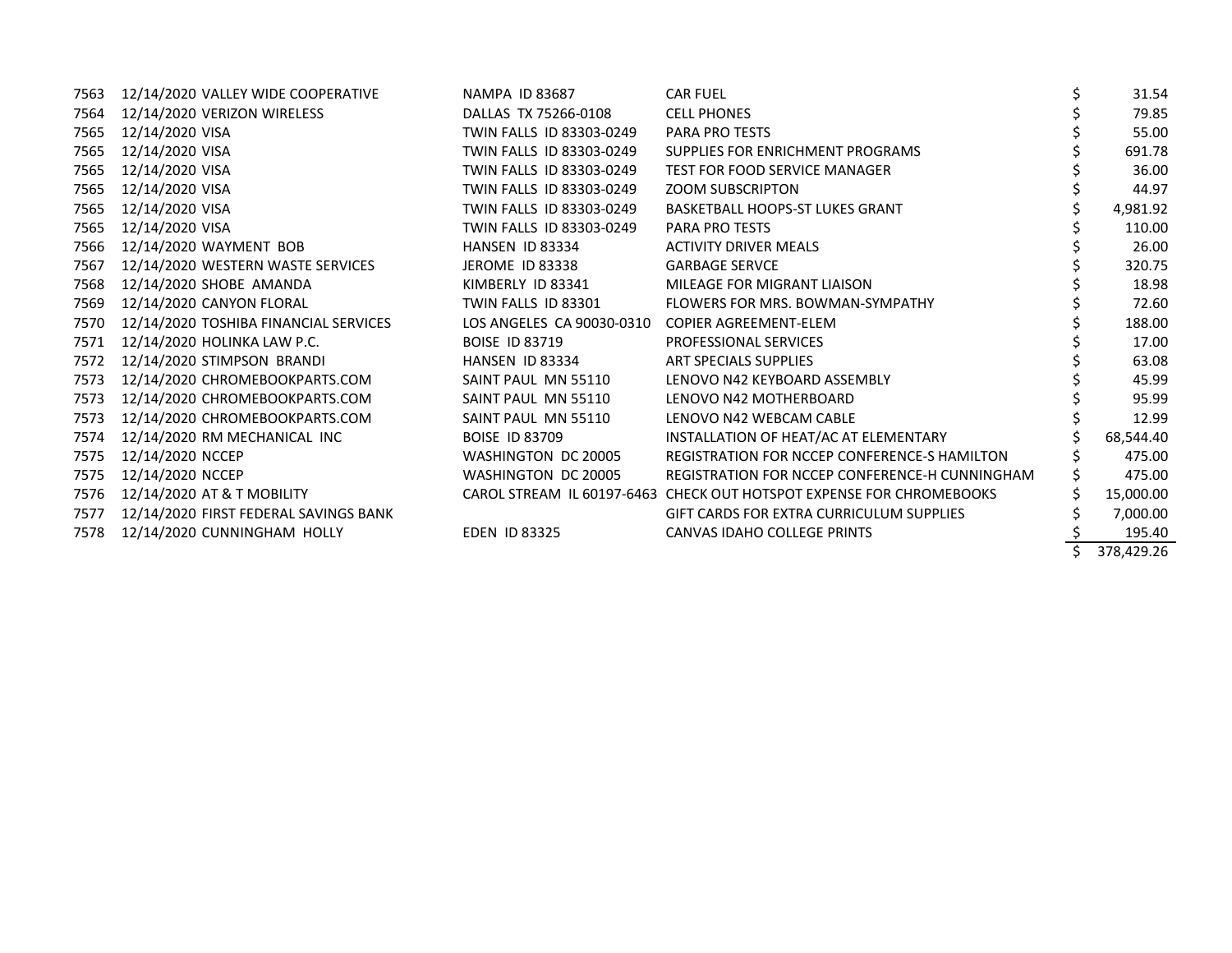| | | | | | |
|---|---|---|---|---|---|
| 7563 | 12/14/2020 | VALLEY WIDE COOPERATIVE | NAMPA ID 83687 | CAR FUEL | $ 31.54 |
| 7564 | 12/14/2020 | VERIZON WIRELESS | DALLAS TX 75266-0108 | CELL PHONES | $ 79.85 |
| 7565 | 12/14/2020 | VISA | TWIN FALLS ID 83303-0249 | PARA PRO TESTS | $ 55.00 |
| 7565 | 12/14/2020 | VISA | TWIN FALLS ID 83303-0249 | SUPPLIES FOR ENRICHMENT PROGRAMS | $ 691.78 |
| 7565 | 12/14/2020 | VISA | TWIN FALLS ID 83303-0249 | TEST FOR FOOD SERVICE MANAGER | $ 36.00 |
| 7565 | 12/14/2020 | VISA | TWIN FALLS ID 83303-0249 | ZOOM SUBSCRIPTON | $ 44.97 |
| 7565 | 12/14/2020 | VISA | TWIN FALLS ID 83303-0249 | BASKETBALL HOOPS-ST LUKES GRANT | $ 4,981.92 |
| 7565 | 12/14/2020 | VISA | TWIN FALLS ID 83303-0249 | PARA PRO TESTS | $ 110.00 |
| 7566 | 12/14/2020 | WAYMENT BOB | HANSEN ID 83334 | ACTIVITY DRIVER MEALS | $ 26.00 |
| 7567 | 12/14/2020 | WESTERN WASTE SERVICES | JEROME ID 83338 | GARBAGE SERVCE | $ 320.75 |
| 7568 | 12/14/2020 | SHOBE AMANDA | KIMBERLY ID 83341 | MILEAGE FOR MIGRANT LIAISON | $ 18.98 |
| 7569 | 12/14/2020 | CANYON FLORAL | TWIN FALLS ID 83301 | FLOWERS FOR MRS. BOWMAN-SYMPATHY | $ 72.60 |
| 7570 | 12/14/2020 | TOSHIBA FINANCIAL SERVICES | LOS ANGELES CA 90030-0310 | COPIER AGREEMENT-ELEM | $ 188.00 |
| 7571 | 12/14/2020 | HOLINKA LAW P.C. | BOISE ID 83719 | PROFESSIONAL SERVICES | $ 17.00 |
| 7572 | 12/14/2020 | STIMPSON BRANDI | HANSEN ID 83334 | ART SPECIALS SUPPLIES | $ 63.08 |
| 7573 | 12/14/2020 | CHROMEBOOKPARTS.COM | SAINT PAUL MN 55110 | LENOVO N42 KEYBOARD ASSEMBLY | $ 45.99 |
| 7573 | 12/14/2020 | CHROMEBOOKPARTS.COM | SAINT PAUL MN 55110 | LENOVO N42 MOTHERBOARD | $ 95.99 |
| 7573 | 12/14/2020 | CHROMEBOOKPARTS.COM | SAINT PAUL MN 55110 | LENOVO N42 WEBCAM CABLE | $ 12.99 |
| 7574 | 12/14/2020 | RM MECHANICAL INC | BOISE ID 83709 | INSTALLATION OF HEAT/AC AT ELEMENTARY | $ 68,544.40 |
| 7575 | 12/14/2020 | NCCEP | WASHINGTON DC 20005 | REGISTRATION FOR NCCEP CONFERENCE-S HAMILTON | $ 475.00 |
| 7575 | 12/14/2020 | NCCEP | WASHINGTON DC 20005 | REGISTRATION FOR NCCEP CONFERENCE-H CUNNINGHAM | $ 475.00 |
| 7576 | 12/14/2020 | AT & T MOBILITY | CAROL STREAM IL 60197-6463 | CHECK OUT HOTSPOT EXPENSE FOR CHROMEBOOKS | $ 15,000.00 |
| 7577 | 12/14/2020 | FIRST FEDERAL SAVINGS BANK | | GIFT CARDS FOR EXTRA CURRICULUM SUPPLIES | $ 7,000.00 |
| 7578 | 12/14/2020 | CUNNINGHAM HOLLY | EDEN ID 83325 | CANVAS IDAHO COLLEGE PRINTS | $ 195.40 |
| | | | | | $ 378,429.26 |